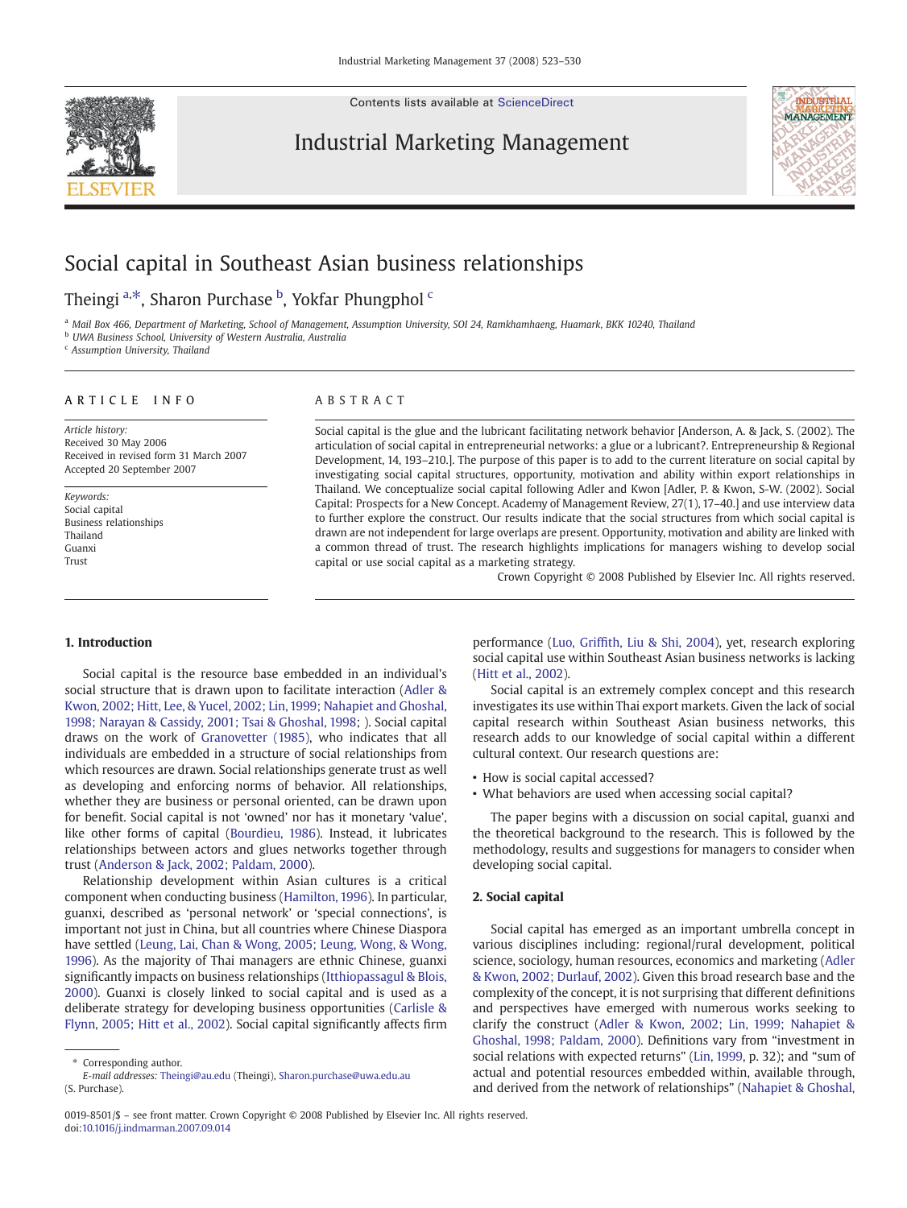# Social capital in Southeast Asian business relationships

Theingi [a,*], Sharon Purchase [b], Yokfar Phungphol [c]

[a] Mail Box 466, Department of Marketing, School of Management, Assumption University, SOI 24, Ramkhamhaeng, Huamark, BKK 10240, Thailand
[b] UWA Business School, University of Western Australia, Australia
[c] Assumption University, Thailand

ARTICLE INFO

*Article history:*
Received 30 May 2006
Received in revised form 31 March 2007
Accepted 20 September 2007

*Keywords:*
Social capital
Business relationships
Thailand
Guanxi
Trust

ABSTRACT

Social capital is the glue and the lubricant facilitating network behavior [Anderson, A. & Jack, S. (2002). The articulation of social capital in entrepreneurial networks: a glue or a lubricant?. Entrepreneurship & Regional Development, 14, 193–210.]. The purpose of this paper is to add to the current literature on social capital by investigating social capital structures, opportunity, motivation and ability within export relationships in Thailand. We conceptualize social capital following Adler and Kwon [Adler, P. & Kwon, S-W. (2002). Social Capital: Prospects for a New Concept. Academy of Management Review, 27(1), 17–40.] and use interview data to further explore the construct. Our results indicate that the social structures from which social capital is drawn are not independent for large overlaps are present. Opportunity, motivation and ability are linked with a common thread of trust. The research highlights implications for managers wishing to develop social capital or use social capital as a marketing strategy.

Crown Copyright © 2008 Published by Elsevier Inc. All rights reserved.

## 1. Introduction

Social capital is the resource base embedded in an individual's social structure that is drawn upon to facilitate interaction (Adler & Kwon, 2002; Hitt, Lee, & Yucel, 2002; Lin, 1999; Nahapiet and Ghoshal, 1998; Narayan & Cassidy, 2001; Tsai & Ghoshal, 1998; ). Social capital draws on the work of Granovetter (1985), who indicates that all individuals are embedded in a structure of social relationships from which resources are drawn. Social relationships generate trust as well as developing and enforcing norms of behavior. All relationships, whether they are business or personal oriented, can be drawn upon for benefit. Social capital is not 'owned' nor has it monetary 'value', like other forms of capital (Bourdieu, 1986). Instead, it lubricates relationships between actors and glues networks together through trust (Anderson & Jack, 2002; Paldam, 2000).

Relationship development within Asian cultures is a critical component when conducting business (Hamilton, 1996). In particular, guanxi, described as 'personal network' or 'special connections', is important not just in China, but all countries where Chinese Diaspora have settled (Leung, Lai, Chan & Wong, 2005; Leung, Wong, & Wong, 1996). As the majority of Thai managers are ethnic Chinese, guanxi significantly impacts on business relationships (Itthiopassagul & Blois, 2000). Guanxi is closely linked to social capital and is used as a deliberate strategy for developing business opportunities (Carlisle & Flynn, 2005; Hitt et al., 2002). Social capital significantly affects firm performance (Luo, Griffith, Liu & Shi, 2004), yet, research exploring social capital use within Southeast Asian business networks is lacking (Hitt et al., 2002).

Social capital is an extremely complex concept and this research investigates its use within Thai export markets. Given the lack of social capital research within Southeast Asian business networks, this research adds to our knowledge of social capital within a different cultural context. Our research questions are:

- How is social capital accessed?
- What behaviors are used when accessing social capital?

The paper begins with a discussion on social capital, guanxi and the theoretical background to the research. This is followed by the methodology, results and suggestions for managers to consider when developing social capital.

## 2. Social capital

Social capital has emerged as an important umbrella concept in various disciplines including: regional/rural development, political science, sociology, human resources, economics and marketing (Adler & Kwon, 2002; Durlauf, 2002). Given this broad research base and the complexity of the concept, it is not surprising that different definitions and perspectives have emerged with numerous works seeking to clarify the construct (Adler & Kwon, 2002; Lin, 1999; Nahapiet & Ghoshal, 1998; Paldam, 2000). Definitions vary from "investment in social relations with expected returns" (Lin, 1999, p. 32); and "sum of actual and potential resources embedded within, available through, and derived from the network of relationships" (Nahapiet & Ghoshal,

\* Corresponding author.
*E-mail addresses:* Theingi@au.edu (Theingi), Sharon.purchase@uwa.edu.au (S. Purchase).

0019-8501/$ – see front matter. Crown Copyright © 2008 Published by Elsevier Inc. All rights reserved.
doi:10.1016/j.indmarman.2007.09.014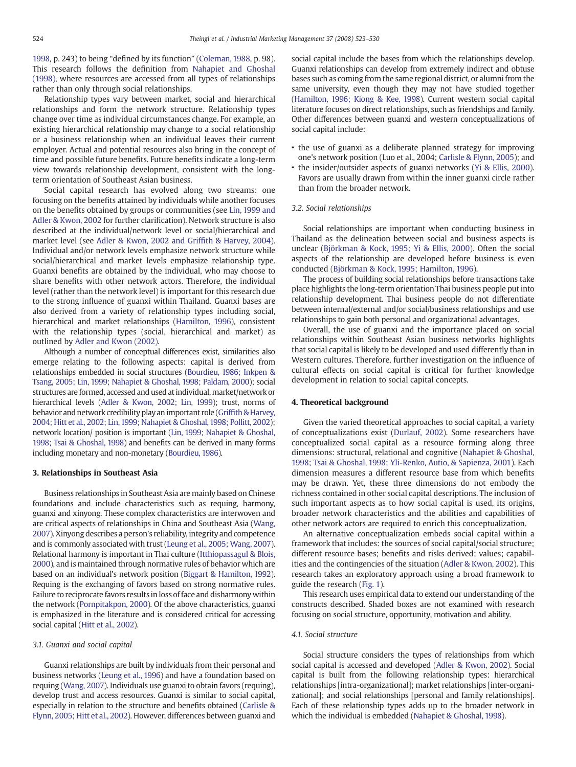1998, p. 243) to being "defined by its function" (Coleman, 1988, p. 98). This research follows the definition from Nahapiet and Ghoshal (1998), where resources are accessed from all types of relationships rather than only through social relationships.

Relationship types vary between market, social and hierarchical relationships and form the network structure. Relationship types change over time as individual circumstances change. For example, an existing hierarchical relationship may change to a social relationship or a business relationship when an individual leaves their current employer. Actual and potential resources also bring in the concept of time and possible future benefits. Future benefits indicate a long-term view towards relationship development, consistent with the long-term orientation of Southeast Asian business.

Social capital research has evolved along two streams: one focusing on the benefits attained by individuals while another focuses on the benefits obtained by groups or communities (see Lin, 1999 and Adler & Kwon, 2002 for further clarification). Network structure is also described at the individual/network level or social/hierarchical and market level (see Adler & Kwon, 2002 and Griffith & Harvey, 2004). Individual and/or network levels emphasize network structure while social/hierarchical and market levels emphasize relationship type. Guanxi benefits are obtained by the individual, who may choose to share benefits with other network actors. Therefore, the individual level (rather than the network level) is important for this research due to the strong influence of guanxi within Thailand. Guanxi bases are also derived from a variety of relationship types including social, hierarchical and market relationships (Hamilton, 1996), consistent with the relationship types (social, hierarchical and market) as outlined by Adler and Kwon (2002).

Although a number of conceptual differences exist, similarities also emerge relating to the following aspects: capital is derived from relationships embedded in social structures (Bourdieu, 1986; Inkpen & Tsang, 2005; Lin, 1999; Nahapiet & Ghoshal, 1998; Paldam, 2000); social structures are formed, accessed and used at individual, market/network or hierarchical levels (Adler & Kwon, 2002; Lin, 1999); trust, norms of behavior and network credibility play an important role (Griffith & Harvey, 2004; Hitt et al., 2002; Lin, 1999; Nahapiet & Ghoshal, 1998; Pollitt, 2002); network location/ position is important (Lin, 1999; Nahapiet & Ghoshal, 1998; Tsai & Ghoshal, 1998) and benefits can be derived in many forms including monetary and non-monetary (Bourdieu, 1986).

## 3. Relationships in Southeast Asia

Business relationships in Southeast Asia are mainly based on Chinese foundations and include characteristics such as requing, harmony, guanxi and xinyong. These complex characteristics are interwoven and are critical aspects of relationships in China and Southeast Asia (Wang, 2007). Xinyong describes a person's reliability, integrity and competence and is commonly associated with trust (Leung et al., 2005; Wang, 2007). Relational harmony is important in Thai culture (Itthiopassagul & Blois, 2000), and is maintained through normative rules of behavior which are based on an individual's network position (Biggart & Hamilton, 1992). Requing is the exchanging of favors based on strong normative rules. Failure to reciprocate favors results in loss of face and disharmony within the network (Pornpitakpon, 2000). Of the above characteristics, guanxi is emphasized in the literature and is considered critical for accessing social capital (Hitt et al., 2002).

### 3.1. Guanxi and social capital

Guanxi relationships are built by individuals from their personal and business networks (Leung et al., 1996) and have a foundation based on requing (Wang, 2007). Individuals use guanxi to obtain favors (requing), develop trust and access resources. Guanxi is similar to social capital, especially in relation to the structure and benefits obtained (Carlisle & Flynn, 2005; Hitt et al., 2002). However, differences between guanxi and social capital include the bases from which the relationships develop. Guanxi relationships can develop from extremely indirect and obtuse bases such as coming from the same regional district, or alumni from the same university, even though they may not have studied together (Hamilton, 1996; Kiong & Kee, 1998). Current western social capital literature focuses on direct relationships, such as friendships and family. Other differences between guanxi and western conceptualizations of social capital include:

- the use of guanxi as a deliberate planned strategy for improving one's network position (Luo et al., 2004; Carlisle & Flynn, 2005); and
- the insider/outsider aspects of guanxi networks (Yi & Ellis, 2000). Favors are usually drawn from within the inner guanxi circle rather than from the broader network.

### 3.2. Social relationships

Social relationships are important when conducting business in Thailand as the delineation between social and business aspects is unclear (Björkman & Kock, 1995; Yi & Ellis, 2000). Often the social aspects of the relationship are developed before business is even conducted (Björkman & Kock, 1995; Hamilton, 1996).

The process of building social relationships before transactions take place highlights the long-term orientation Thai business people put into relationship development. Thai business people do not differentiate between internal/external and/or social/business relationships and use relationships to gain both personal and organizational advantages.

Overall, the use of guanxi and the importance placed on social relationships within Southeast Asian business networks highlights that social capital is likely to be developed and used differently than in Western cultures. Therefore, further investigation on the influence of cultural effects on social capital is critical for further knowledge development in relation to social capital concepts.

## 4. Theoretical background

Given the varied theoretical approaches to social capital, a variety of conceptualizations exist (Durlauf, 2002). Some researchers have conceptualized social capital as a resource forming along three dimensions: structural, relational and cognitive (Nahapiet & Ghoshal, 1998; Tsai & Ghoshal, 1998; Yli-Renko, Autio, & Sapienza, 2001). Each dimension measures a different resource base from which benefits may be drawn. Yet, these three dimensions do not embody the richness contained in other social capital descriptions. The inclusion of such important aspects as to how social capital is used, its origins, broader network characteristics and the abilities and capabilities of other network actors are required to enrich this conceptualization.

An alternative conceptualization embeds social capital within a framework that includes: the sources of social capital/social structure; different resource bases; benefits and risks derived; values; capabilities and the contingencies of the situation (Adler & Kwon, 2002). This research takes an exploratory approach using a broad framework to guide the research (Fig. 1).

This research uses empirical data to extend our understanding of the constructs described. Shaded boxes are not examined with research focusing on social structure, opportunity, motivation and ability.

### 4.1. Social structure

Social structure considers the types of relationships from which social capital is accessed and developed (Adler & Kwon, 2002). Social capital is built from the following relationship types: hierarchical relationships [intra-organizational]; market relationships [inter-organizational]; and social relationships [personal and family relationships]. Each of these relationship types adds up to the broader network in which the individual is embedded (Nahapiet & Ghoshal, 1998).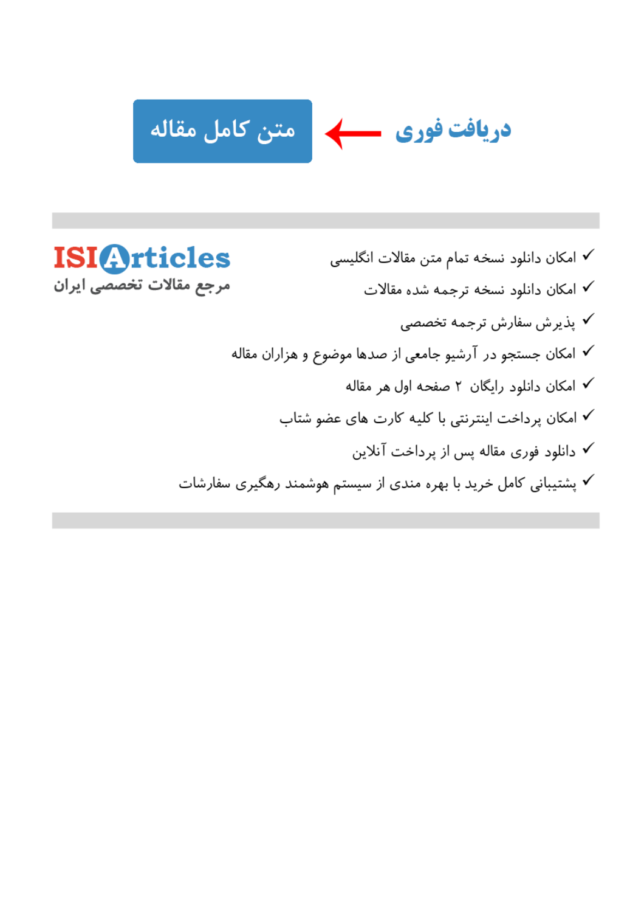دریافت فوری ← **متن کامل مقاله**

**ISIArticles**
مرجع مقالات تخصصی ایران

- ✓ امکان دانلود نسخه تمام متن مقالات انگلیسی
- ✓ امکان دانلود نسخه ترجمه شده مقالات
- ✓ پذیرش سفارش ترجمه تخصصی
- ✓ امکان جستجو در آرشیو جامعی از صدها موضوع و هزاران مقاله
- ✓ امکان دانلود رایگان ۲ صفحه اول هر مقاله
- ✓ امکان پرداخت اینترنتی با کلیه کارت های عضو شتاب
- ✓ دانلود فوری مقاله پس از پرداخت آنلاین
- ✓ پشتیبانی کامل خرید با بهره مندی از سیستم هوشمند رهگیری سفارشات